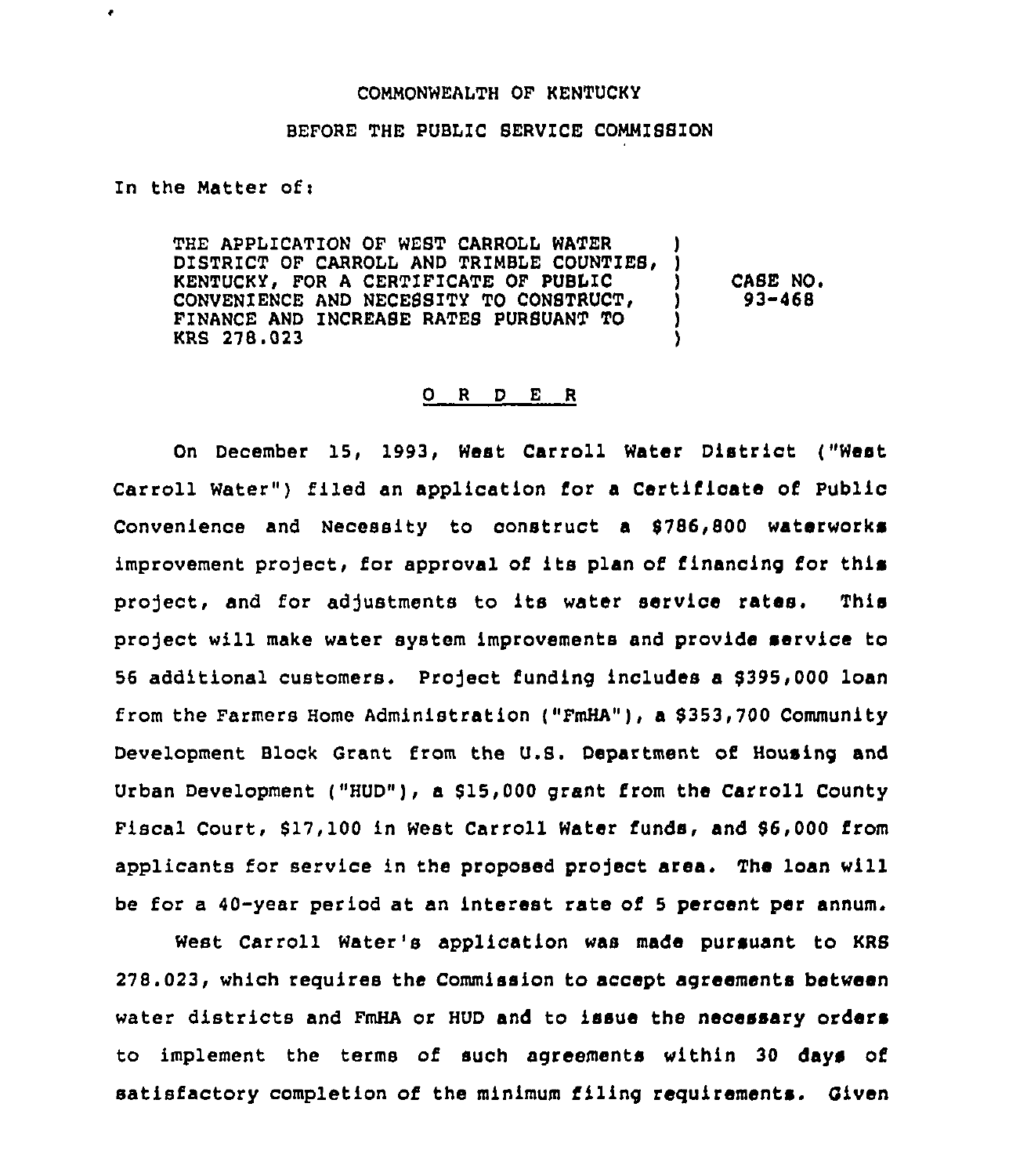COMMONWEALTH OF KENTUCKY

BEFORE THE PUBLIC SERVICE COMMISSION

In the Matter of:

| | | |
|---|---|---|
| THE APPLICATION OF WEST CARROLL WATER DISTRICT OF CARROLL AND TRIMBLE COUNTIES, KENTUCKY, FOR A CERTIFICATE OF PUBLIC CONVENIENCE AND NECESSITY TO CONSTRUCT, FINANCE AND INCREASE RATES PURSUANT TO KRS 278.023 | ) | CASE NO. 93-468 |

O R D E R

On December 15, 1993, West Carroll Water District ("West Carroll Water") filed an application for a Certificate of Public Convenience and Necessity to construct a $786,800 waterworks improvement project, for approval of its plan of financing for this project, and for adjustments to its water service rates. This project will make water system improvements and provide service to 56 additional customers. Project funding includes a $395,000 loan from the Farmers Home Administration ("FmHA"), a $353,700 Community Development Block Grant from the U.S. Department of Housing and Urban Development ("HUD"), a $15,000 grant from the Carroll County Fiscal Court, $17,100 in West Carroll Water funds, and $6,000 from applicants for service in the proposed project area. The loan will be for a 40-year period at an interest rate of 5 percent per annum.

West Carroll Water's application was made pursuant to KRS 278.023, which requires the Commission to accept agreements between water districts and FmHA or HUD and to issue the necessary orders to implement the terms of such agreements within 30 days of satisfactory completion of the minimum filing requirements. Given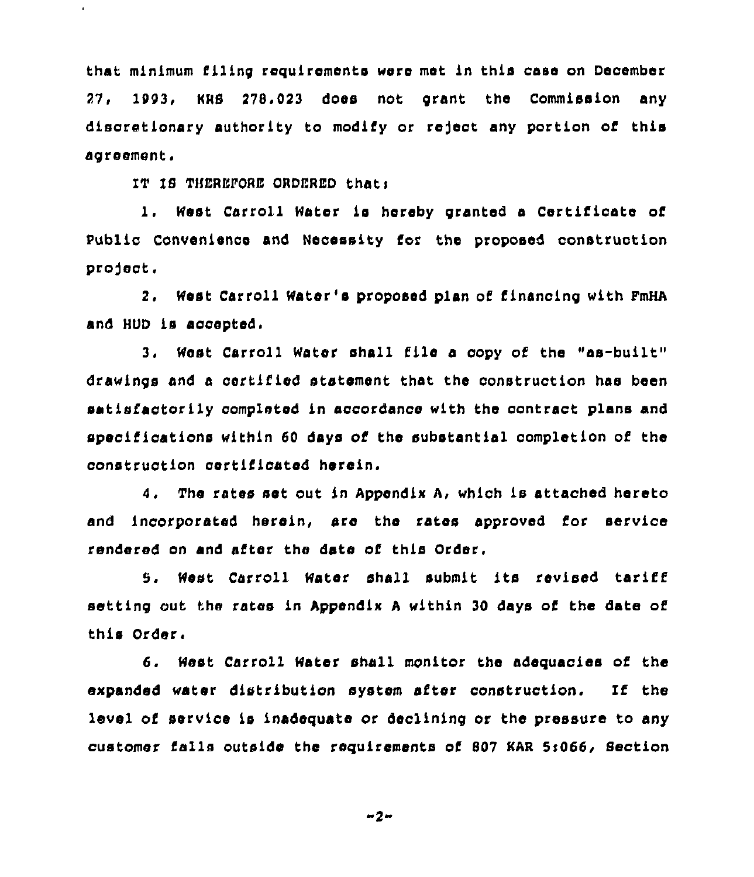that minimum filing requirements were met in this case on December 27, 1993, KRS 278.023 does not grant the Commission any discretionary authority to modify or reject any portion of this agreement.

IT IS THEREFORE ORDERED that:

1. West Carroll Water is hereby granted a Certificate of Public Convenience and Necessity for the proposed construction project.

2. West Carroll Water's proposed plan of financing with FmHA and HUD is accepted.

3. West Carroll Water shall file a copy of the "as-built" drawings and a certified statement that the construction has been satisfactorily completed in accordance with the contract plans and specifications within 60 days of the substantial completion of the construction certificated herein.

4. The rates set out in Appendix A, which is attached hereto and incorporated herein, are the rates approved for service rendered on and after the date of this Order.

5. West Carroll Water shall submit its revised tariff setting out the rates in Appendix A within 30 days of the date of this Order.

6. West Carroll Water shall monitor the adequacies of the expanded water distribution system after construction. If the level of service is inadequate or declining or the pressure to any customer falls outside the requirements of 807 KAR 5:066, Section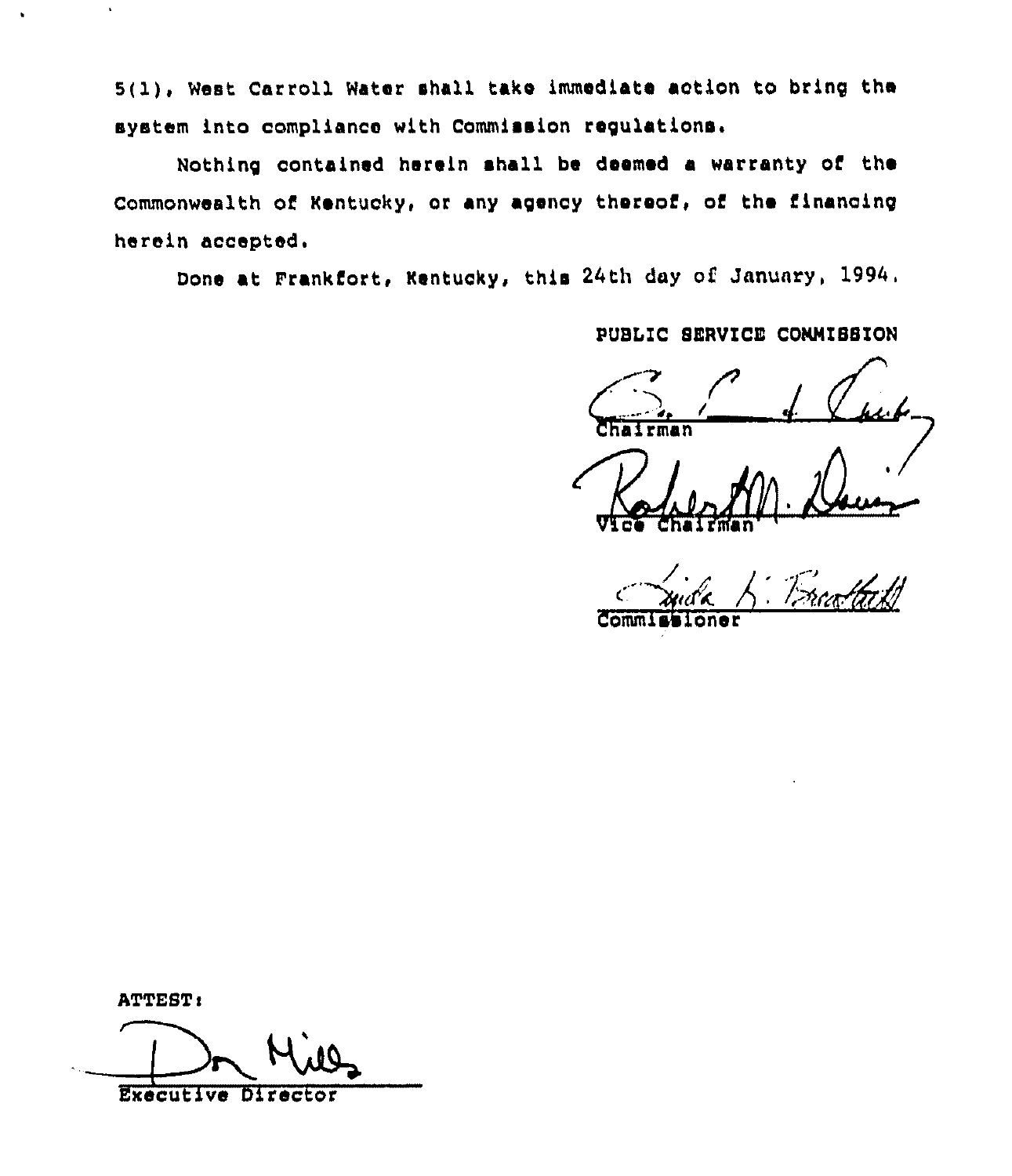5(1), West Carroll Water shall take immediate action to bring the system into compliance with Commission regulations.

Nothing contained herein shall be deemed a warranty of the Commonwealth of Kentucky, or any agency thereof, of the financing herein accepted.

Done at Frankfort, Kentucky, this 24th day of January, 1994.

PUBLIC SERVICE COMMISSION

Chairman

Vice Chairman

Commissioner

ATTEST:

Executive Director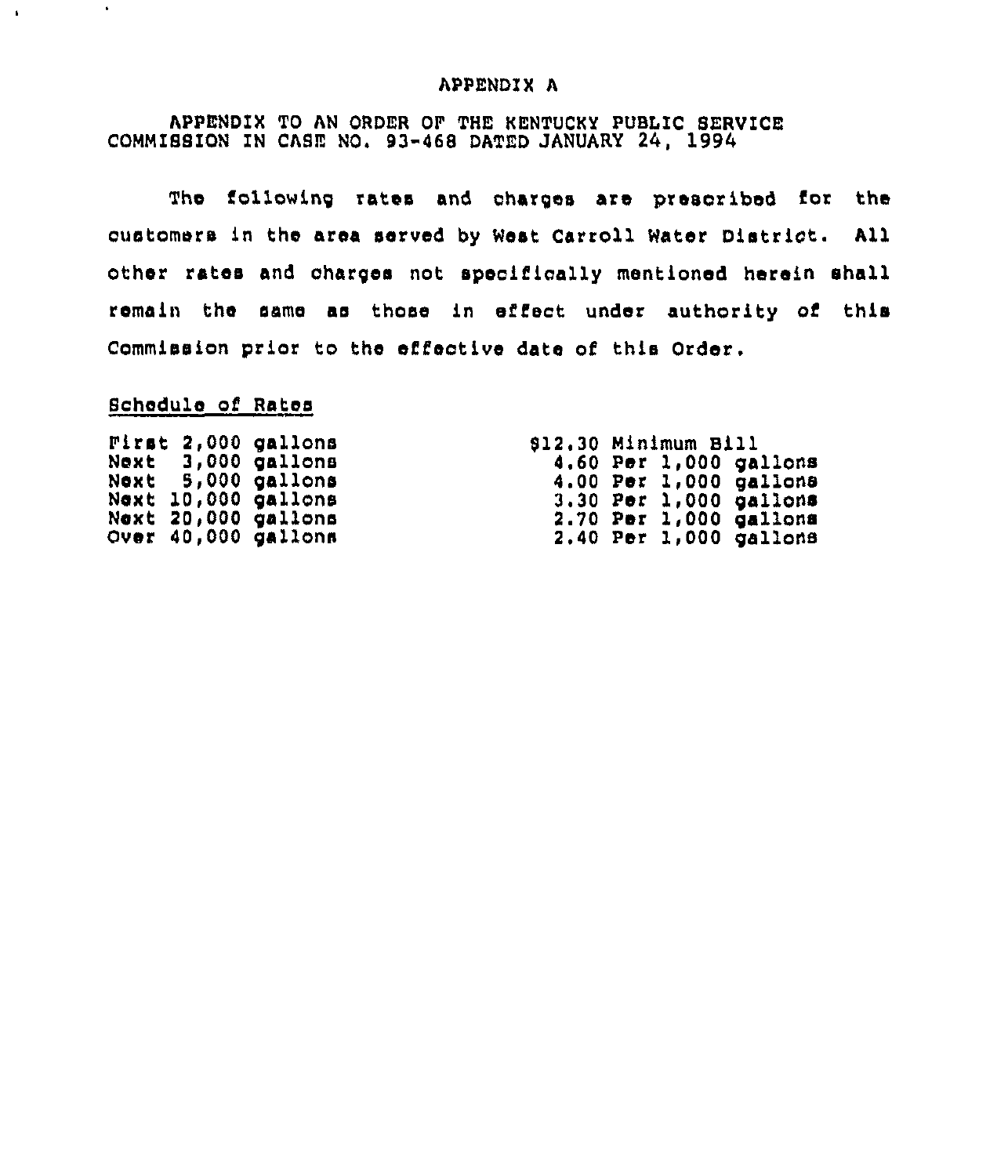# APPENDIX A

APPENDIX TO AN ORDER OF THE KENTUCKY PUBLIC SERVICE COMMISSION IN CASE NO. 93-468 DATED JANUARY 24, 1994

The following rates and charges are prescribed for the customers in the area served by West Carroll Water District. All other rates and charges not specifically mentioned herein shall remain the same as those in effect under authority of this Commission prior to the effective date of this Order.

Schedule of Rates

| | |
|---|---|
| First 2,000 gallons | $12.30 Minimum Bill |
| Next 3,000 gallons | 4.60 Per 1,000 gallons |
| Next 5,000 gallons | 4.00 Per 1,000 gallons |
| Next 10,000 gallons | 3.30 Per 1,000 gallons |
| Next 20,000 gallons | 2.70 Per 1,000 gallons |
| Over 40,000 gallons | 2.40 Per 1,000 gallons |